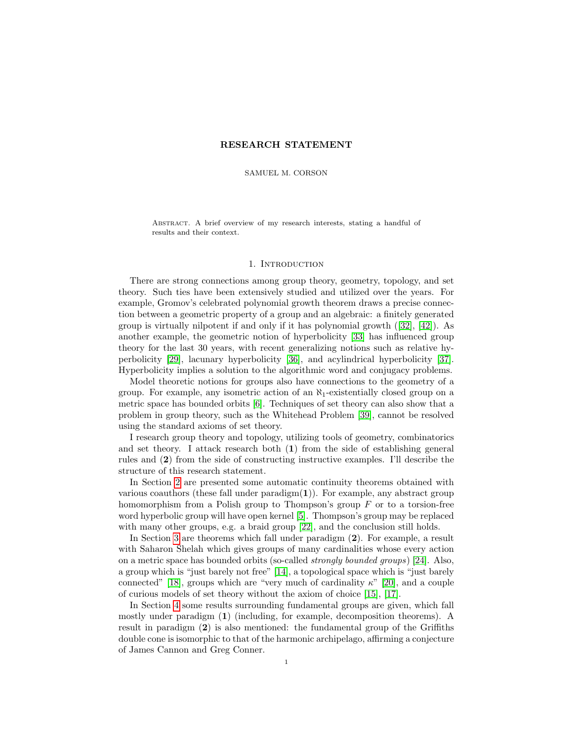# RESEARCH STATEMENT

SAMUEL M. CORSON

Abstract. A brief overview of my research interests, stating a handful of results and their context.

## 1. Introduction

There are strong connections among group theory, geometry, topology, and set theory. Such ties have been extensively studied and utilized over the years. For example, Gromov's celebrated polynomial growth theorem draws a precise connection between a geometric property of a group and an algebraic: a finitely generated group is virtually nilpotent if and only if it has polynomial growth ([32], [42]). As another example, the geometric notion of hyperbolicity [33] has influenced group theory for the last 30 years, with recent generalizing notions such as relative hyperbolicity [29], lacunary hyperbolicity [36], and acylindrical hyperbolicity [37]. Hyperbolicity implies a solution to the algorithmic word and conjugacy problems.

Model theoretic notions for groups also have connections to the geometry of a group. For example, any isometric action of an $\aleph_1$-existentially closed group on a metric space has bounded orbits [6]. Techniques of set theory can also show that a problem in group theory, such as the Whitehead Problem [39], cannot be resolved using the standard axioms of set theory.

I research group theory and topology, utilizing tools of geometry, combinatorics and set theory. I attack research both (**1**) from the side of establishing general rules and (**2**) from the side of constructing instructive examples. I'll describe the structure of this research statement.

In Section 2 are presented some automatic continuity theorems obtained with various coauthors (these fall under paradigm(**1**)). For example, any abstract group homomorphism from a Polish group to Thompson's group $F$ or to a torsion-free word hyperbolic group will have open kernel [5]. Thompson's group may be replaced with many other groups, e.g. a braid group [22], and the conclusion still holds.

In Section 3 are theorems which fall under paradigm (**2**). For example, a result with Saharon Shelah which gives groups of many cardinalities whose every action on a metric space has bounded orbits (so-called *strongly bounded groups*) [24]. Also, a group which is "just barely not free" [14], a topological space which is "just barely connected" [18], groups which are "very much of cardinality $\kappa$" [20], and a couple of curious models of set theory without the axiom of choice [15], [17].

In Section 4 some results surrounding fundamental groups are given, which fall mostly under paradigm (**1**) (including, for example, decomposition theorems). A result in paradigm (**2**) is also mentioned: the fundamental group of the Griffiths double cone is isomorphic to that of the harmonic archipelago, affirming a conjecture of James Cannon and Greg Conner.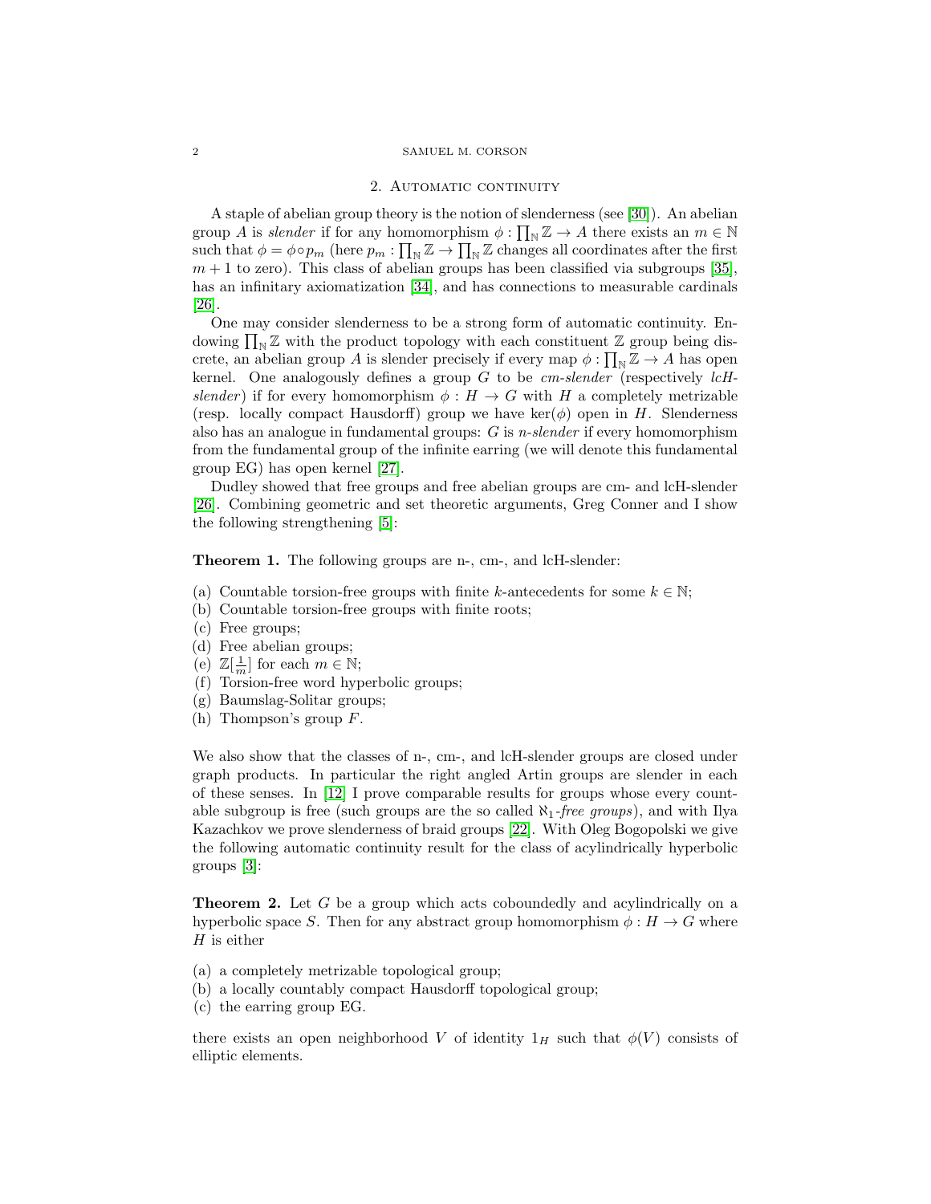## 2. Automatic continuity

A staple of abelian group theory is the notion of slenderness (see [30]). An abelian group $A$ is *slender* if for any homomorphism $\phi : \prod_{\mathbb{N}} \mathbb{Z} \to A$ there exists an $m \in \mathbb{N}$ such that $\phi = \phi \circ p_m$ (here $p_m : \prod_{\mathbb{N}} \mathbb{Z} \to \prod_{\mathbb{N}} \mathbb{Z}$ changes all coordinates after the first $m+1$ to zero). This class of abelian groups has been classified via subgroups [35], has an infinitary axiomatization [34], and has connections to measurable cardinals [26].

One may consider slenderness to be a strong form of automatic continuity. Endowing $\prod_{\mathbb{N}} \mathbb{Z}$ with the product topology with each constituent $\mathbb{Z}$ group being discrete, an abelian group $A$ is slender precisely if every map $\phi : \prod_{\mathbb{N}} \mathbb{Z} \to A$ has open kernel. One analogously defines a group $G$ to be *cm-slender* (respectively *lcH-slender*) if for every homomorphism $\phi : H \to G$ with $H$ a completely metrizable (resp. locally compact Hausdorff) group we have $\ker(\phi)$ open in $H$. Slenderness also has an analogue in fundamental groups: $G$ is *n-slender* if every homomorphism from the fundamental group of the infinite earring (we will denote this fundamental group EG) has open kernel [27].

Dudley showed that free groups and free abelian groups are cm- and lcH-slender [26]. Combining geometric and set theoretic arguments, Greg Conner and I show the following strengthening [5]:

**Theorem 1.** The following groups are n-, cm-, and lcH-slender:

(a) Countable torsion-free groups with finite $k$-antecedents for some $k \in \mathbb{N}$;
(b) Countable torsion-free groups with finite roots;
(c) Free groups;
(d) Free abelian groups;
(e) $\mathbb{Z}[\frac{1}{m}]$ for each $m \in \mathbb{N}$;
(f) Torsion-free word hyperbolic groups;
(g) Baumslag-Solitar groups;
(h) Thompson's group $F$.

We also show that the classes of n-, cm-, and lcH-slender groups are closed under graph products. In particular the right angled Artin groups are slender in each of these senses. In [12] I prove comparable results for groups whose every countable subgroup is free (such groups are the so called $\aleph_1$-*free groups*), and with Ilya Kazachkov we prove slenderness of braid groups [22]. With Oleg Bogopolski we give the following automatic continuity result for the class of acylindrically hyperbolic groups [3]:

**Theorem 2.** Let $G$ be a group which acts coboundedly and acylindrically on a hyperbolic space $S$. Then for any abstract group homomorphism $\phi : H \to G$ where $H$ is either

(a) a completely metrizable topological group;
(b) a locally countably compact Hausdorff topological group;
(c) the earring group EG.

there exists an open neighborhood $V$ of identity $1_H$ such that $\phi(V)$ consists of elliptic elements.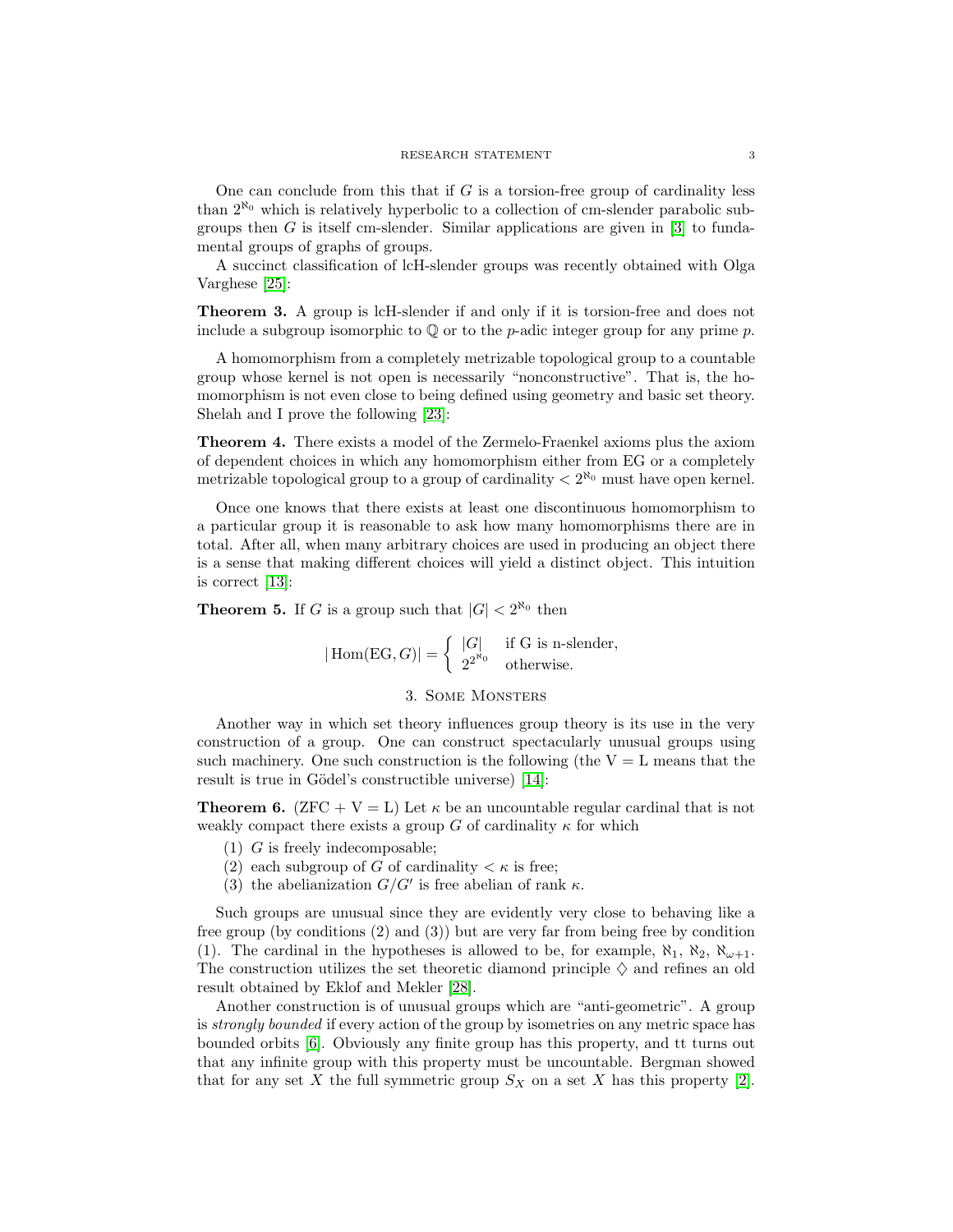One can conclude from this that if $G$ is a torsion-free group of cardinality less than $2^{\aleph_0}$ which is relatively hyperbolic to a collection of cm-slender parabolic subgroups then $G$ is itself cm-slender. Similar applications are given in [3] to fundamental groups of graphs of groups.

A succinct classification of lcH-slender groups was recently obtained with Olga Varghese [25]:

**Theorem 3.** A group is lcH-slender if and only if it is torsion-free and does not include a subgroup isomorphic to $\mathbb{Q}$ or to the $p$-adic integer group for any prime $p$.

A homomorphism from a completely metrizable topological group to a countable group whose kernel is not open is necessarily "nonconstructive". That is, the homomorphism is not even close to being defined using geometry and basic set theory. Shelah and I prove the following [23]:

**Theorem 4.** There exists a model of the Zermelo-Fraenkel axioms plus the axiom of dependent choices in which any homomorphism either from EG or a completely metrizable topological group to a group of cardinality $< 2^{\aleph_0}$ must have open kernel.

Once one knows that there exists at least one discontinuous homomorphism to a particular group it is reasonable to ask how many homomorphisms there are in total. After all, when many arbitrary choices are used in producing an object there is a sense that making different choices will yield a distinct object. This intuition is correct [13]:

**Theorem 5.** If $G$ is a group such that $|G| < 2^{\aleph_0}$ then

$$|\operatorname{Hom}(\mathrm{EG}, G)| = \begin{cases} |G| & \text{if G is n-slender,} \\ 2^{2^{\aleph_0}} & \text{otherwise.} \end{cases}$$

## 3. Some Monsters

Another way in which set theory influences group theory is its use in the very construction of a group. One can construct spectacularly unusual groups using such machinery. One such construction is the following (the V = L means that the result is true in Gödel's constructible universe) [14]:

**Theorem 6.** (ZFC + V = L) Let $\kappa$ be an uncountable regular cardinal that is not weakly compact there exists a group $G$ of cardinality $\kappa$ for which

1. $G$ is freely indecomposable;
2. each subgroup of $G$ of cardinality $< \kappa$ is free;
3. the abelianization $G/G'$ is free abelian of rank $\kappa$.

Such groups are unusual since they are evidently very close to behaving like a free group (by conditions (2) and (3)) but are very far from being free by condition (1). The cardinal in the hypotheses is allowed to be, for example, $\aleph_1$, $\aleph_2$, $\aleph_{\omega+1}$. The construction utilizes the set theoretic diamond principle $\diamondsuit$ and refines an old result obtained by Eklof and Mekler [28].

Another construction is of unusual groups which are "anti-geometric". A group is *strongly bounded* if every action of the group by isometries on any metric space has bounded orbits [6]. Obviously any finite group has this property, and tt turns out that any infinite group with this property must be uncountable. Bergman showed that for any set $X$ the full symmetric group $S_X$ on a set $X$ has this property [2].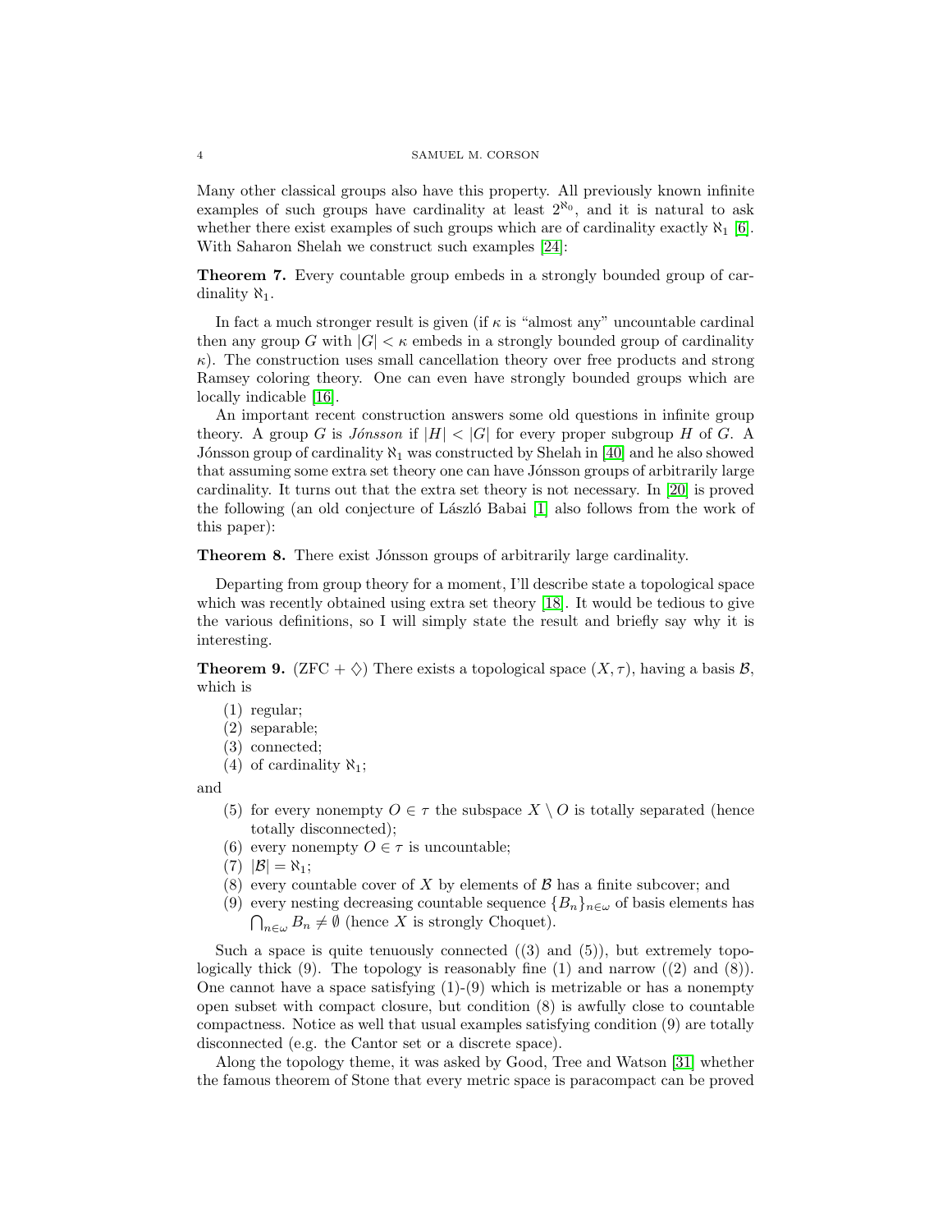Many other classical groups also have this property. All previously known infinite examples of such groups have cardinality at least $2^{\aleph_0}$, and it is natural to ask whether there exist examples of such groups which are of cardinality exactly $\aleph_1$ [6]. With Saharon Shelah we construct such examples [24]:

**Theorem 7.** Every countable group embeds in a strongly bounded group of cardinality $\aleph_1$.

In fact a much stronger result is given (if $\kappa$ is "almost any" uncountable cardinal then any group $G$ with $|G| < \kappa$ embeds in a strongly bounded group of cardinality $\kappa$). The construction uses small cancellation theory over free products and strong Ramsey coloring theory. One can even have strongly bounded groups which are locally indicable [16].

An important recent construction answers some old questions in infinite group theory. A group $G$ is *Jónsson* if $|H| < |G|$ for every proper subgroup $H$ of $G$. A Jónsson group of cardinality $\aleph_1$ was constructed by Shelah in [40] and he also showed that assuming some extra set theory one can have Jónsson groups of arbitrarily large cardinality. It turns out that the extra set theory is not necessary. In [20] is proved the following (an old conjecture of László Babai [1] also follows from the work of this paper):

**Theorem 8.** There exist Jónsson groups of arbitrarily large cardinality.

Departing from group theory for a moment, I'll describe state a topological space which was recently obtained using extra set theory [18]. It would be tedious to give the various definitions, so I will simply state the result and briefly say why it is interesting.

**Theorem 9.** (ZFC + $\diamondsuit$) There exists a topological space $(X, \tau)$, having a basis $\mathcal{B}$, which is

1. regular;
2. separable;
3. connected;
4. of cardinality $\aleph_1$;

and

5. for every nonempty $O \in \tau$ the subspace $X \setminus O$ is totally separated (hence totally disconnected);
6. every nonempty $O \in \tau$ is uncountable;
7. $|\mathcal{B}| = \aleph_1$;
8. every countable cover of $X$ by elements of $\mathcal{B}$ has a finite subcover; and
9. every nesting decreasing countable sequence $\{B_n\}_{n\in\omega}$ of basis elements has $\bigcap_{n\in\omega} B_n \neq \emptyset$ (hence $X$ is strongly Choquet).

Such a space is quite tenuously connected ((3) and (5)), but extremely topologically thick (9). The topology is reasonably fine (1) and narrow ((2) and (8)). One cannot have a space satisfying (1)-(9) which is metrizable or has a nonempty open subset with compact closure, but condition (8) is awfully close to countable compactness. Notice as well that usual examples satisfying condition (9) are totally disconnected (e.g. the Cantor set or a discrete space).

Along the topology theme, it was asked by Good, Tree and Watson [31] whether the famous theorem of Stone that every metric space is paracompact can be proved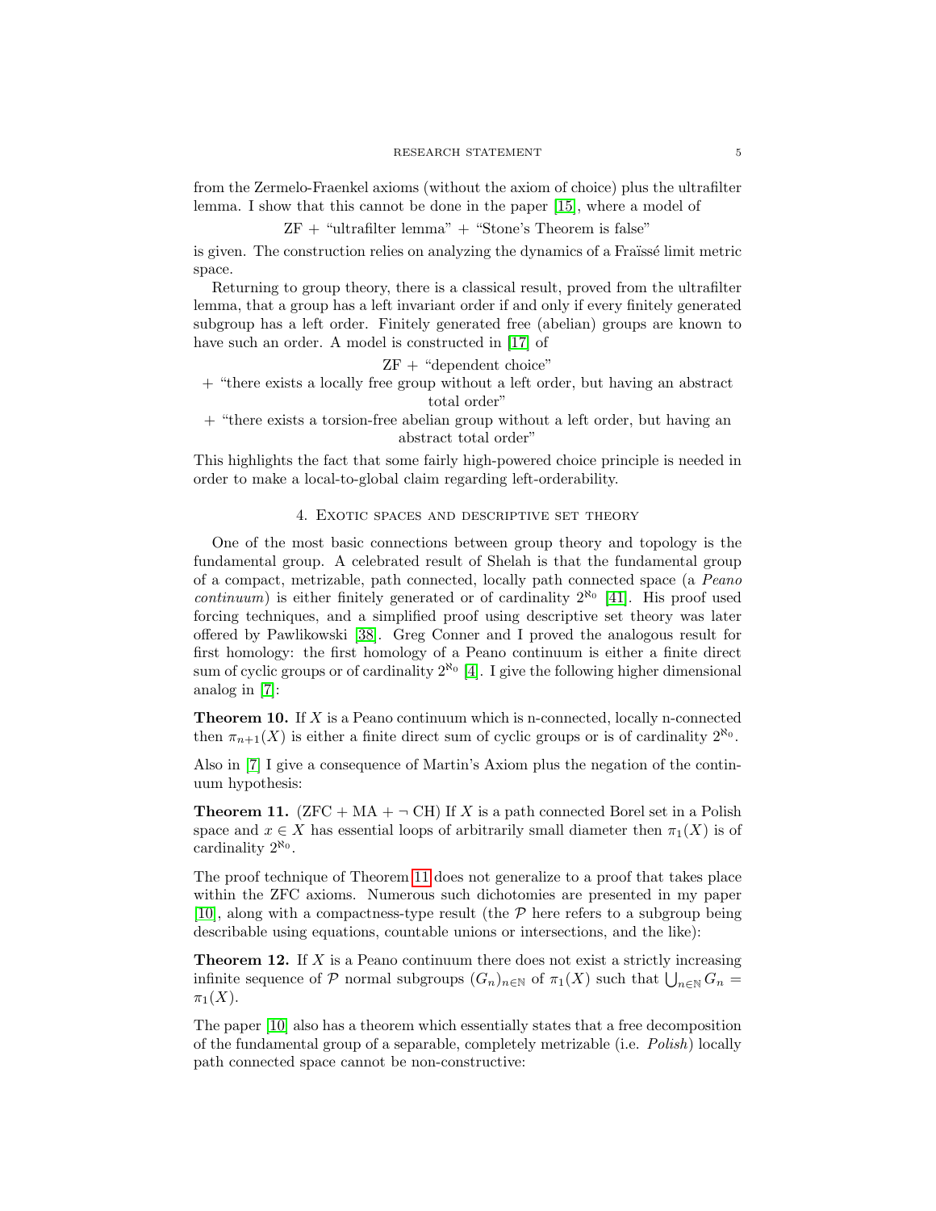from the Zermelo-Fraenkel axioms (without the axiom of choice) plus the ultrafilter lemma. I show that this cannot be done in the paper [15], where a model of

$$\text{ZF} + \text{“ultrafilter lemma”} + \text{“Stone's Theorem is false”}$$

is given. The construction relies on analyzing the dynamics of a Fraïssé limit metric space.

Returning to group theory, there is a classical result, proved from the ultrafilter lemma, that a group has a left invariant order if and only if every finitely generated subgroup has a left order. Finitely generated free (abelian) groups are known to have such an order. A model is constructed in [17] of

ZF + “dependent choice”

+ “there exists a locally free group without a left order, but having an abstract total order”

+ “there exists a torsion-free abelian group without a left order, but having an abstract total order”

This highlights the fact that some fairly high-powered choice principle is needed in order to make a local-to-global claim regarding left-orderability.

## 4. Exotic spaces and descriptive set theory

One of the most basic connections between group theory and topology is the fundamental group. A celebrated result of Shelah is that the fundamental group of a compact, metrizable, path connected, locally path connected space (a *Peano continuum*) is either finitely generated or of cardinality $2^{\aleph_0}$ [41]. His proof used forcing techniques, and a simplified proof using descriptive set theory was later offered by Pawlikowski [38]. Greg Conner and I proved the analogous result for first homology: the first homology of a Peano continuum is either a finite direct sum of cyclic groups or of cardinality $2^{\aleph_0}$ [4]. I give the following higher dimensional analog in [7]:

**Theorem 10.** If $X$ is a Peano continuum which is n-connected, locally n-connected then $\pi_{n+1}(X)$ is either a finite direct sum of cyclic groups or is of cardinality $2^{\aleph_0}$.

Also in [7] I give a consequence of Martin's Axiom plus the negation of the continuum hypothesis:

**Theorem 11.** (ZFC + MA + $\neg$ CH) If $X$ is a path connected Borel set in a Polish space and $x \in X$ has essential loops of arbitrarily small diameter then $\pi_1(X)$ is of cardinality $2^{\aleph_0}$.

The proof technique of Theorem 11 does not generalize to a proof that takes place within the ZFC axioms. Numerous such dichotomies are presented in my paper [10], along with a compactness-type result (the $\mathcal{P}$ here refers to a subgroup being describable using equations, countable unions or intersections, and the like):

**Theorem 12.** If $X$ is a Peano continuum there does not exist a strictly increasing infinite sequence of $\mathcal{P}$ normal subgroups $(G_n)_{n\in\mathbb{N}}$ of $\pi_1(X)$ such that $\bigcup_{n\in\mathbb{N}} G_n = \pi_1(X)$.

The paper [10] also has a theorem which essentially states that a free decomposition of the fundamental group of a separable, completely metrizable (i.e. *Polish*) locally path connected space cannot be non-constructive: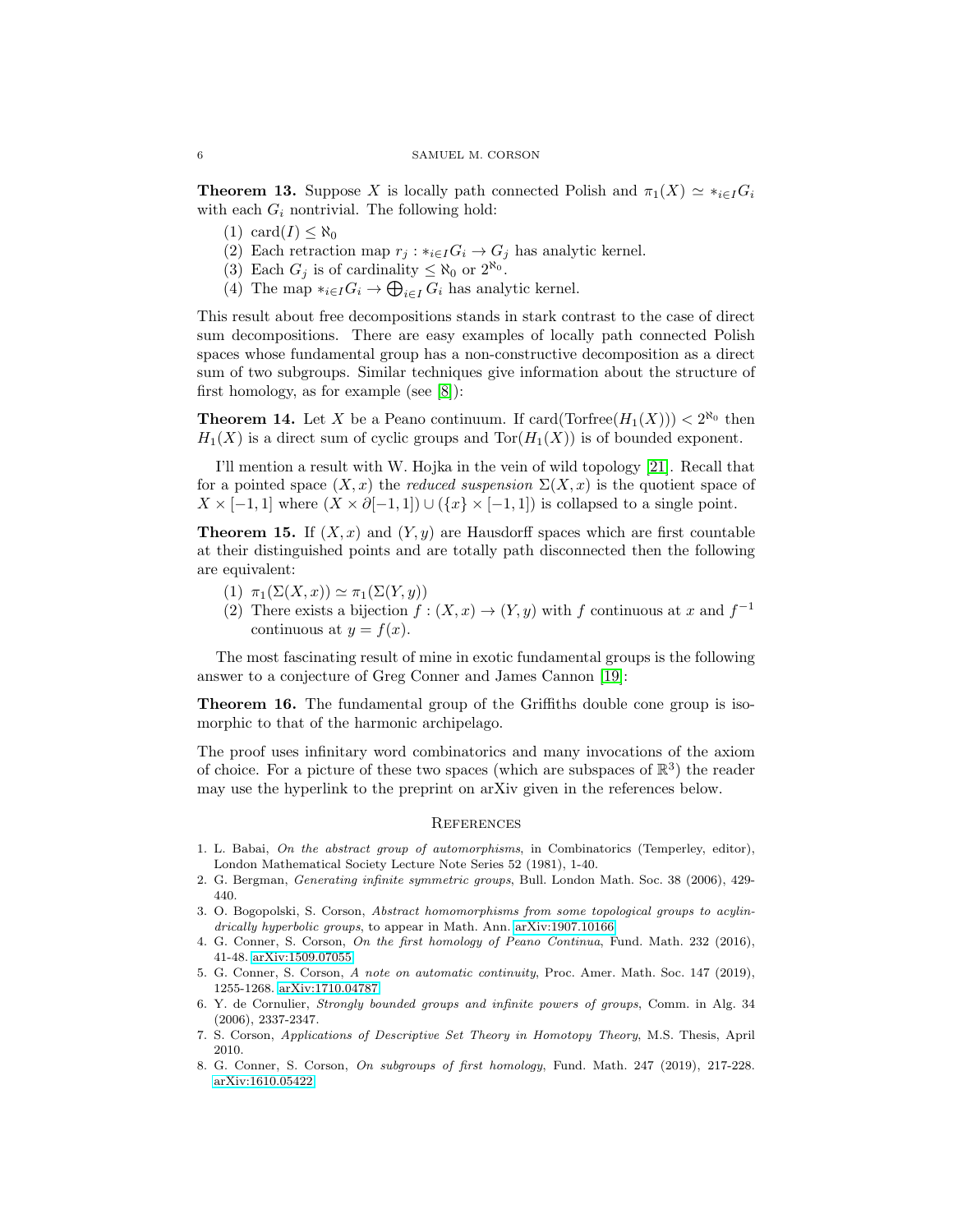**Theorem 13.** Suppose $X$ is locally path connected Polish and $\pi_1(X) \simeq *_{i\in I} G_i$ with each $G_i$ nontrivial. The following hold:

1. $\mathrm{card}(I) \leq \aleph_0$
2. Each retraction map $r_j : *_{i\in I} G_i \to G_j$ has analytic kernel.
3. Each $G_j$ is of cardinality $\leq \aleph_0$ or $2^{\aleph_0}$.
4. The map $*_{i\in I} G_i \to \bigoplus_{i\in I} G_i$ has analytic kernel.

This result about free decompositions stands in stark contrast to the case of direct sum decompositions. There are easy examples of locally path connected Polish spaces whose fundamental group has a non-constructive decomposition as a direct sum of two subgroups. Similar techniques give information about the structure of first homology, as for example (see [8]):

**Theorem 14.** Let $X$ be a Peano continuum. If $\mathrm{card}(\mathrm{Torfree}(H_1(X))) < 2^{\aleph_0}$ then $H_1(X)$ is a direct sum of cyclic groups and $\mathrm{Tor}(H_1(X))$ is of bounded exponent.

I'll mention a result with W. Hojka in the vein of wild topology [21]. Recall that for a pointed space $(X, x)$ the *reduced suspension* $\Sigma(X, x)$ is the quotient space of $X \times [-1, 1]$ where $(X \times \partial[-1, 1]) \cup (\{x\} \times [-1, 1])$ is collapsed to a single point.

**Theorem 15.** If $(X, x)$ and $(Y, y)$ are Hausdorff spaces which are first countable at their distinguished points and are totally path disconnected then the following are equivalent:

1. $\pi_1(\Sigma(X, x)) \simeq \pi_1(\Sigma(Y, y))$
2. There exists a bijection $f : (X, x) \to (Y, y)$ with $f$ continuous at $x$ and $f^{-1}$ continuous at $y = f(x)$.

The most fascinating result of mine in exotic fundamental groups is the following answer to a conjecture of Greg Conner and James Cannon [19]:

**Theorem 16.** The fundamental group of the Griffiths double cone group is isomorphic to that of the harmonic archipelago.

The proof uses infinitary word combinatorics and many invocations of the axiom of choice. For a picture of these two spaces (which are subspaces of $\mathbb{R}^3$) the reader may use the hyperlink to the preprint on arXiv given in the references below.

## References

1. L. Babai, *On the abstract group of automorphisms*, in Combinatorics (Temperley, editor), London Mathematical Society Lecture Note Series 52 (1981), 1-40.
2. G. Bergman, *Generating infinite symmetric groups*, Bull. London Math. Soc. 38 (2006), 429-440.
3. O. Bogopolski, S. Corson, *Abstract homomorphisms from some topological groups to acylindrically hyperbolic groups*, to appear in Math. Ann. arXiv:1907.10166
4. G. Conner, S. Corson, *On the first homology of Peano Continua*, Fund. Math. 232 (2016), 41-48. arXiv:1509.07055
5. G. Conner, S. Corson, *A note on automatic continuity*, Proc. Amer. Math. Soc. 147 (2019), 1255-1268. arXiv:1710.04787
6. Y. de Cornulier, *Strongly bounded groups and infinite powers of groups*, Comm. in Alg. 34 (2006), 2337-2347.
7. S. Corson, *Applications of Descriptive Set Theory in Homotopy Theory*, M.S. Thesis, April 2010.
8. G. Conner, S. Corson, *On subgroups of first homology*, Fund. Math. 247 (2019), 217-228. arXiv:1610.05422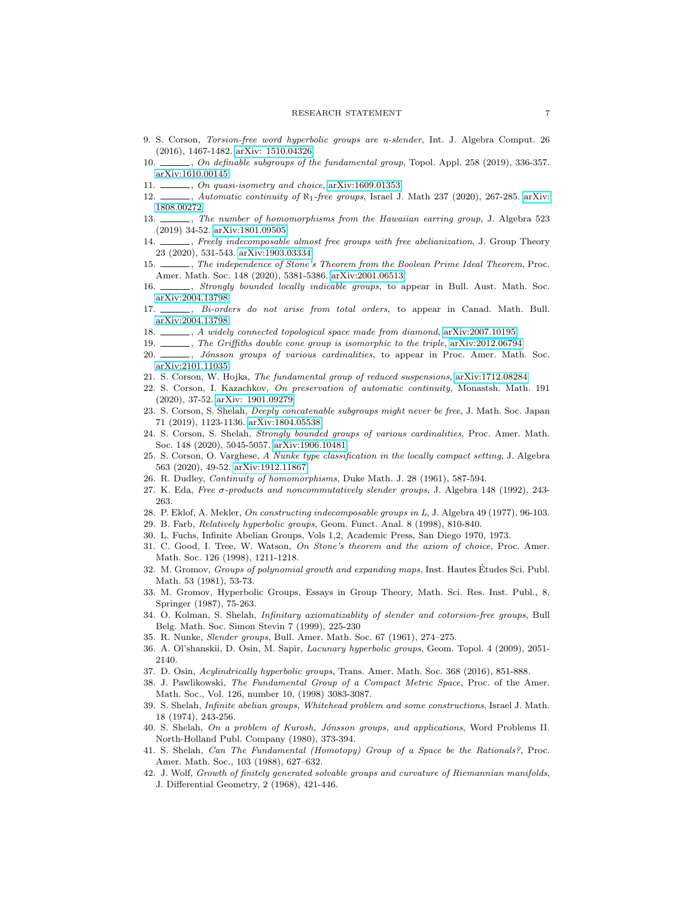9. S. Corson, *Torsion-free word hyperbolic groups are n-slender*, Int. J. Algebra Comput. 26 (2016), 1467-1482. arXiv: 1510.04326
10. ______, *On definable subgroups of the fundamental group*, Topol. Appl. 258 (2019), 336-357. arXiv:1610.00145
11. ______, *On quasi-isometry and choice*, arXiv:1609.01353
12. ______, *Automatic continuity of $\aleph_1$-free groups*, Israel J. Math 237 (2020), 267-285. arXiv: 1808.00272
13. ______, *The number of homomorphisms from the Hawaiian earring group*, J. Algebra 523 (2019) 34-52. arXiv:1801.09505
14. ______, *Freely indecomposable almost free groups with free abelianization*, J. Group Theory 23 (2020), 531-543. arXiv:1903.03334
15. ______, *The independence of Stone's Theorem from the Boolean Prime Ideal Theorem*, Proc. Amer. Math. Soc. 148 (2020), 5381-5386. arXiv:2001.06513
16. ______, *Strongly bounded locally indicable groups*, to appear in Bull. Aust. Math. Soc. arXiv:2004.13798
17. ______, *Bi-orders do not arise from total orders*, to appear in Canad. Math. Bull. arXiv:2004.13798
18. ______, *A widely connected topological space made from diamond*, arXiv:2007.10195
19. ______, *The Griffiths double cone group is isomorphic to the triple*, arXiv:2012.06794
20. ______, *Jónsson groups of various cardinalities*, to appear in Proc. Amer. Math. Soc. arXiv:2101.11035
21. S. Corson, W. Hojka, *The fundamental group of reduced suspensions*, arXiv:1712.08284
22. S. Corson, I. Kazachkov, *On preservation of automatic continuity*, Monastsh. Math. 191 (2020), 37-52. arXiv: 1901.09279
23. S. Corson, S. Shelah, *Deeply concatenable subgroups might never be free*, J. Math. Soc. Japan 71 (2019), 1123-1136. arXiv:1804.05538
24. S. Corson, S. Shelah, *Strongly bounded groups of various cardinalities*, Proc. Amer. Math. Soc. 148 (2020), 5045-5057. arXiv:1906.10481
25. S. Corson, O. Varghese, *A Nunke type classification in the locally compact setting*, J. Algebra 563 (2020), 49-52. arXiv:1912.11867
26. R. Dudley, *Continuity of homomorphisms*, Duke Math. J. 28 (1961), 587-594.
27. K. Eda, *Free σ-products and noncommutatively slender groups*, J. Algebra 148 (1992), 243-263.
28. P. Eklof, A. Mekler, *On constructing indecomposable groups in L*, J. Algebra 49 (1977), 96-103.
29. B. Farb, *Relatively hyperbolic groups*, Geom. Funct. Anal. 8 (1998), 810-840.
30. L. Fuchs, Infinite Abelian Groups, Vols 1,2, Academic Press, San Diego 1970, 1973.
31. C. Good, I. Tree, W. Watson, *On Stone's theorem and the axiom of choice*, Proc. Amer. Math. Soc. 126 (1998), 1211-1218.
32. M. Gromov, *Groups of polynomial growth and expanding maps*, Inst. Hautes Études Sci. Publ. Math. 53 (1981), 53-73.
33. M. Gromov, Hyperbolic Groups, Essays in Group Theory, Math. Sci. Res. Inst. Publ., 8, Springer (1987), 75-263.
34. O. Kolman, S. Shelah, *Infinitary axiomatizablity of slender and cotorsion-free groups*, Bull Belg. Math. Soc. Simon Stevin 7 (1999), 225-230
35. R. Nunke, *Slender groups*, Bull. Amer. Math. Soc. 67 (1961), 274–275.
36. A. Ol'shanskii, D. Osin, M. Sapir, *Lacunary hyperbolic groups*, Geom. Topol. 4 (2009), 2051-2140.
37. D. Osin, *Acylindrically hyperbolic groups*, Trans. Amer. Math. Soc. 368 (2016), 851-888.
38. J. Pawlikowski, *The Fundamental Group of a Compact Metric Space*, Proc. of the Amer. Math. Soc., Vol. 126, number 10, (1998) 3083-3087.
39. S. Shelah, *Infinite abelian groups, Whitehead problem and some constructions*, Israel J. Math. 18 (1974), 243-256.
40. S. Shelah, *On a problem of Kurosh, Jónsson groups, and applications*, Word Problems II. North-Holland Publ. Company (1980), 373-394.
41. S. Shelah, *Can The Fundamental (Homotopy) Group of a Space be the Rationals?*, Proc. Amer. Math. Soc., 103 (1988), 627–632.
42. J. Wolf, *Growth of finitely generated solvable groups and curvature of Riemannian manifolds*, J. Differential Geometry, 2 (1968), 421-446.